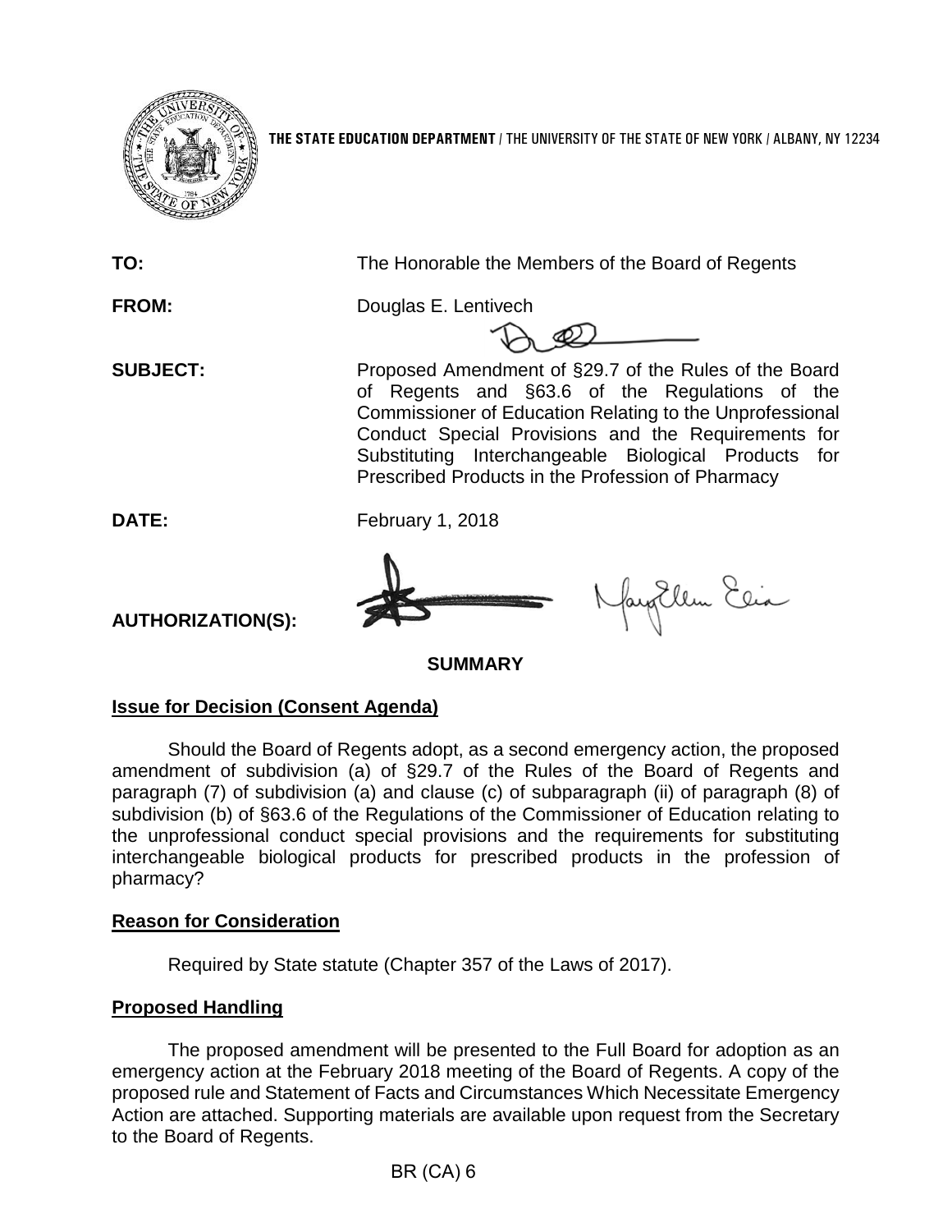**THE STATE EDUCATION DEPARTMENT** / THE UNIVERSITY OF THE STATE OF NEW YORK / ALBANY, NY 12234

**TO:** The Honorable the Members of the Board of Regents

**FROM:** Douglas E. Lentivech

**SUBJECT:** Proposed Amendment of §29.7 of the Rules of the Board of Regents and §63.6 of the Regulations of the Commissioner of Education Relating to the Unprofessional Conduct Special Provisions and the Requirements for Substituting Interchangeable Biological Products for Prescribed Products in the Profession of Pharmacy

**DATE:** February 1, 2018

**AUTHORIZATION(S):**

## SUMMARY

### Issue for Decision (Consent Agenda)

Should the Board of Regents adopt, as a second emergency action, the proposed amendment of subdivision (a) of §29.7 of the Rules of the Board of Regents and paragraph (7) of subdivision (a) and clause (c) of subparagraph (ii) of paragraph (8) of subdivision (b) of §63.6 of the Regulations of the Commissioner of Education relating to the unprofessional conduct special provisions and the requirements for substituting interchangeable biological products for prescribed products in the profession of pharmacy?

### Reason for Consideration

Required by State statute (Chapter 357 of the Laws of 2017).

### Proposed Handling

The proposed amendment will be presented to the Full Board for adoption as an emergency action at the February 2018 meeting of the Board of Regents. A copy of the proposed rule and Statement of Facts and Circumstances Which Necessitate Emergency Action are attached. Supporting materials are available upon request from the Secretary to the Board of Regents.

BR (CA) 6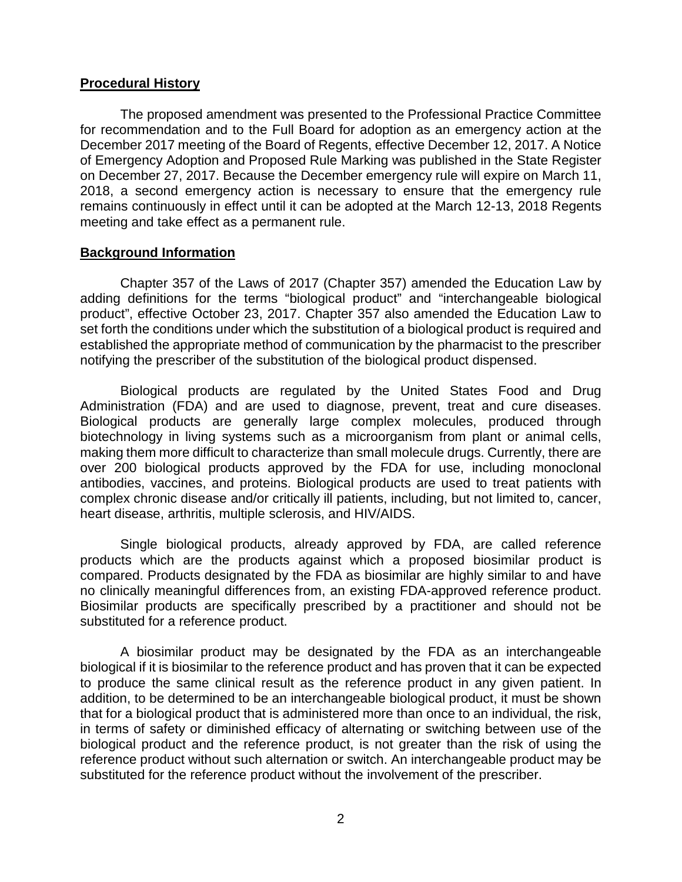**Procedural History**

The proposed amendment was presented to the Professional Practice Committee for recommendation and to the Full Board for adoption as an emergency action at the December 2017 meeting of the Board of Regents, effective December 12, 2017. A Notice of Emergency Adoption and Proposed Rule Marking was published in the State Register on December 27, 2017. Because the December emergency rule will expire on March 11, 2018, a second emergency action is necessary to ensure that the emergency rule remains continuously in effect until it can be adopted at the March 12-13, 2018 Regents meeting and take effect as a permanent rule.

**Background Information**

Chapter 357 of the Laws of 2017 (Chapter 357) amended the Education Law by adding definitions for the terms "biological product" and "interchangeable biological product", effective October 23, 2017. Chapter 357 also amended the Education Law to set forth the conditions under which the substitution of a biological product is required and established the appropriate method of communication by the pharmacist to the prescriber notifying the prescriber of the substitution of the biological product dispensed.

Biological products are regulated by the United States Food and Drug Administration (FDA) and are used to diagnose, prevent, treat and cure diseases. Biological products are generally large complex molecules, produced through biotechnology in living systems such as a microorganism from plant or animal cells, making them more difficult to characterize than small molecule drugs. Currently, there are over 200 biological products approved by the FDA for use, including monoclonal antibodies, vaccines, and proteins. Biological products are used to treat patients with complex chronic disease and/or critically ill patients, including, but not limited to, cancer, heart disease, arthritis, multiple sclerosis, and HIV/AIDS.

Single biological products, already approved by FDA, are called reference products which are the products against which a proposed biosimilar product is compared. Products designated by the FDA as biosimilar are highly similar to and have no clinically meaningful differences from, an existing FDA-approved reference product. Biosimilar products are specifically prescribed by a practitioner and should not be substituted for a reference product.

A biosimilar product may be designated by the FDA as an interchangeable biological if it is biosimilar to the reference product and has proven that it can be expected to produce the same clinical result as the reference product in any given patient. In addition, to be determined to be an interchangeable biological product, it must be shown that for a biological product that is administered more than once to an individual, the risk, in terms of safety or diminished efficacy of alternating or switching between use of the biological product and the reference product, is not greater than the risk of using the reference product without such alternation or switch. An interchangeable product may be substituted for the reference product without the involvement of the prescriber.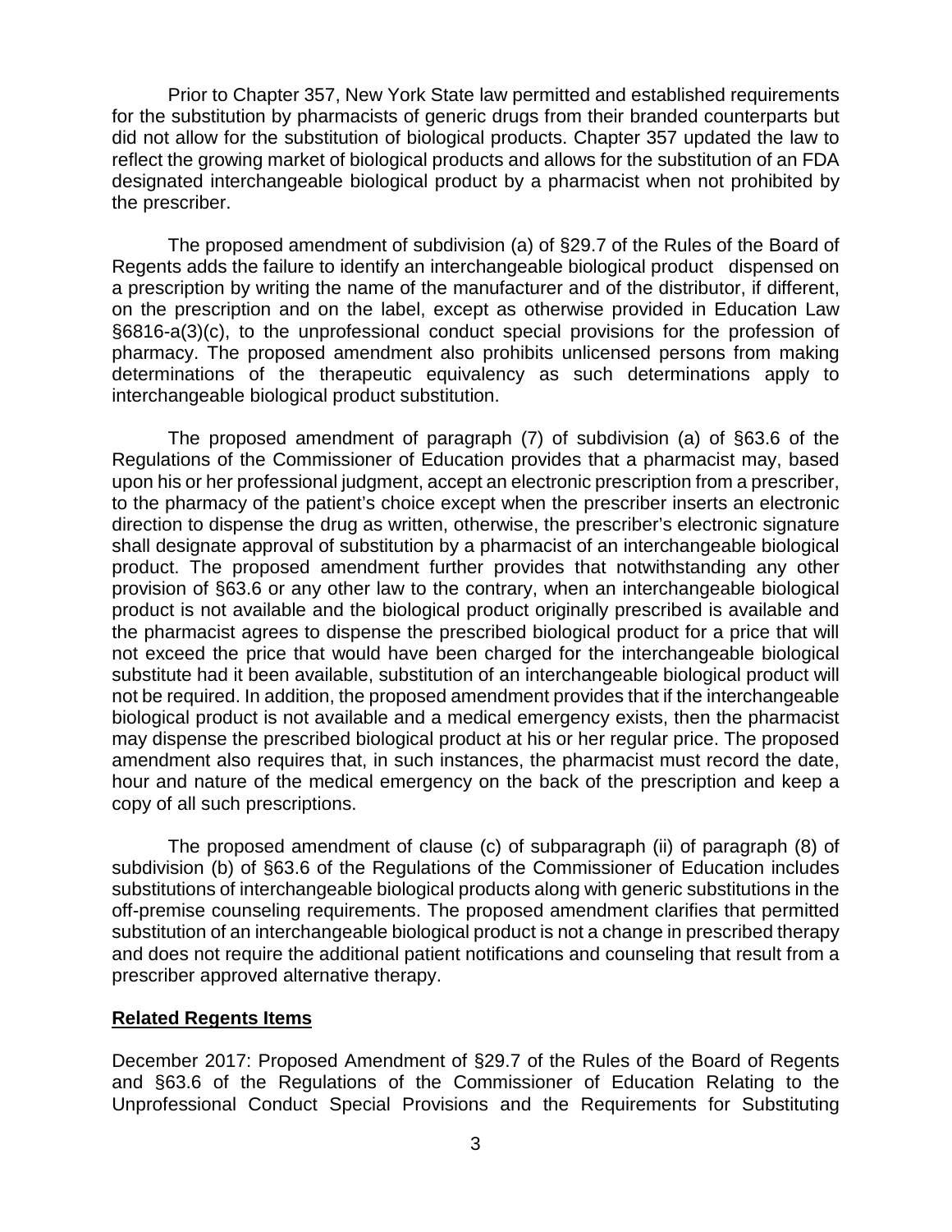Prior to Chapter 357, New York State law permitted and established requirements for the substitution by pharmacists of generic drugs from their branded counterparts but did not allow for the substitution of biological products. Chapter 357 updated the law to reflect the growing market of biological products and allows for the substitution of an FDA designated interchangeable biological product by a pharmacist when not prohibited by the prescriber.

The proposed amendment of subdivision (a) of §29.7 of the Rules of the Board of Regents adds the failure to identify an interchangeable biological product dispensed on a prescription by writing the name of the manufacturer and of the distributor, if different, on the prescription and on the label, except as otherwise provided in Education Law §6816-a(3)(c), to the unprofessional conduct special provisions for the profession of pharmacy. The proposed amendment also prohibits unlicensed persons from making determinations of the therapeutic equivalency as such determinations apply to interchangeable biological product substitution.

The proposed amendment of paragraph (7) of subdivision (a) of §63.6 of the Regulations of the Commissioner of Education provides that a pharmacist may, based upon his or her professional judgment, accept an electronic prescription from a prescriber, to the pharmacy of the patient's choice except when the prescriber inserts an electronic direction to dispense the drug as written, otherwise, the prescriber's electronic signature shall designate approval of substitution by a pharmacist of an interchangeable biological product. The proposed amendment further provides that notwithstanding any other provision of §63.6 or any other law to the contrary, when an interchangeable biological product is not available and the biological product originally prescribed is available and the pharmacist agrees to dispense the prescribed biological product for a price that will not exceed the price that would have been charged for the interchangeable biological substitute had it been available, substitution of an interchangeable biological product will not be required. In addition, the proposed amendment provides that if the interchangeable biological product is not available and a medical emergency exists, then the pharmacist may dispense the prescribed biological product at his or her regular price. The proposed amendment also requires that, in such instances, the pharmacist must record the date, hour and nature of the medical emergency on the back of the prescription and keep a copy of all such prescriptions.

The proposed amendment of clause (c) of subparagraph (ii) of paragraph (8) of subdivision (b) of §63.6 of the Regulations of the Commissioner of Education includes substitutions of interchangeable biological products along with generic substitutions in the off-premise counseling requirements. The proposed amendment clarifies that permitted substitution of an interchangeable biological product is not a change in prescribed therapy and does not require the additional patient notifications and counseling that result from a prescriber approved alternative therapy.

**Related Regents Items**

December 2017: Proposed Amendment of §29.7 of the Rules of the Board of Regents and §63.6 of the Regulations of the Commissioner of Education Relating to the Unprofessional Conduct Special Provisions and the Requirements for Substituting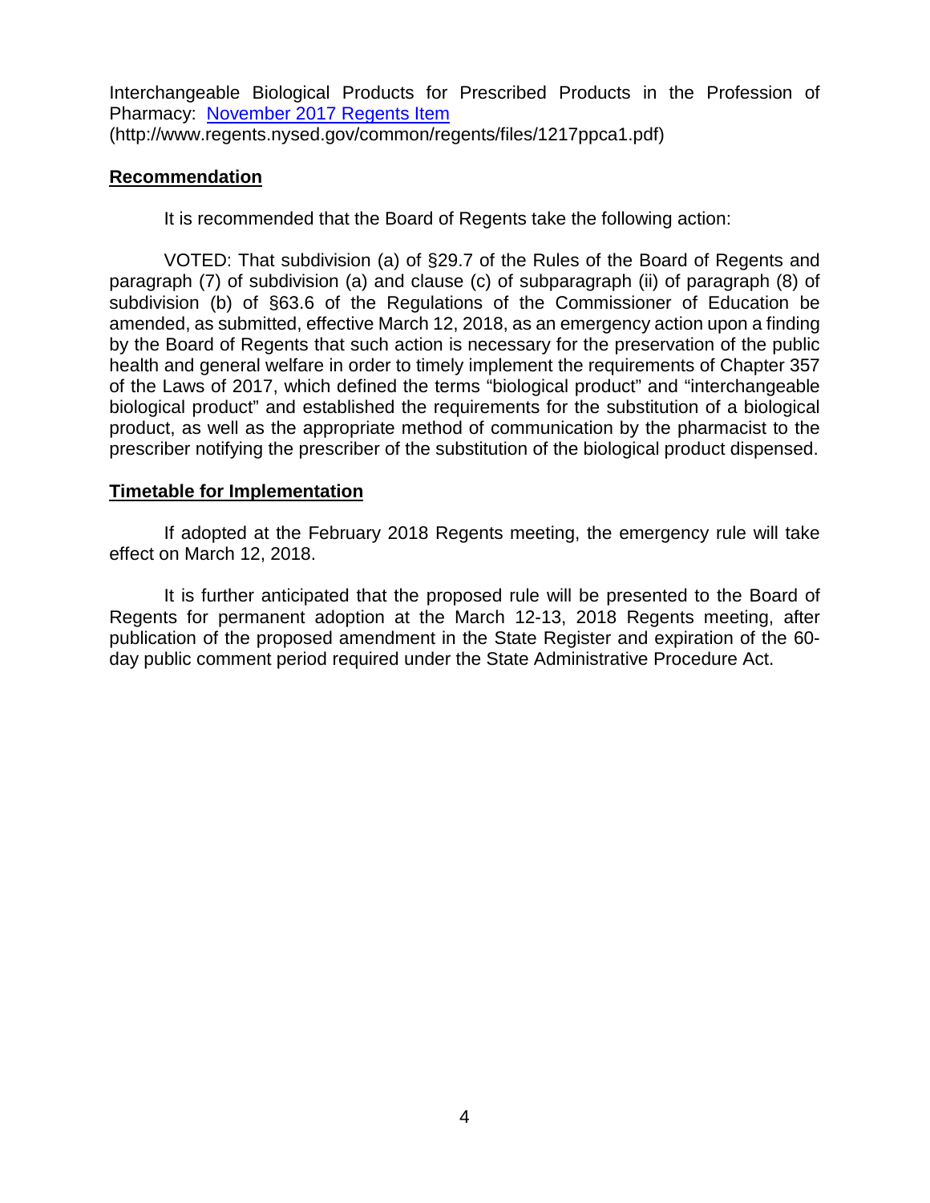Interchangeable Biological Products for Prescribed Products in the Profession of Pharmacy: [November 2017 Regents Item](http://www.regents.nysed.gov/common/regents/files/1217ppca1.pdf)
(http://www.regents.nysed.gov/common/regents/files/1217ppca1.pdf)

## Recommendation

It is recommended that the Board of Regents take the following action:

VOTED: That subdivision (a) of §29.7 of the Rules of the Board of Regents and paragraph (7) of subdivision (a) and clause (c) of subparagraph (ii) of paragraph (8) of subdivision (b) of §63.6 of the Regulations of the Commissioner of Education be amended, as submitted, effective March 12, 2018, as an emergency action upon a finding by the Board of Regents that such action is necessary for the preservation of the public health and general welfare in order to timely implement the requirements of Chapter 357 of the Laws of 2017, which defined the terms "biological product" and "interchangeable biological product" and established the requirements for the substitution of a biological product, as well as the appropriate method of communication by the pharmacist to the prescriber notifying the prescriber of the substitution of the biological product dispensed.

## Timetable for Implementation

If adopted at the February 2018 Regents meeting, the emergency rule will take effect on March 12, 2018.

It is further anticipated that the proposed rule will be presented to the Board of Regents for permanent adoption at the March 12-13, 2018 Regents meeting, after publication of the proposed amendment in the State Register and expiration of the 60-day public comment period required under the State Administrative Procedure Act.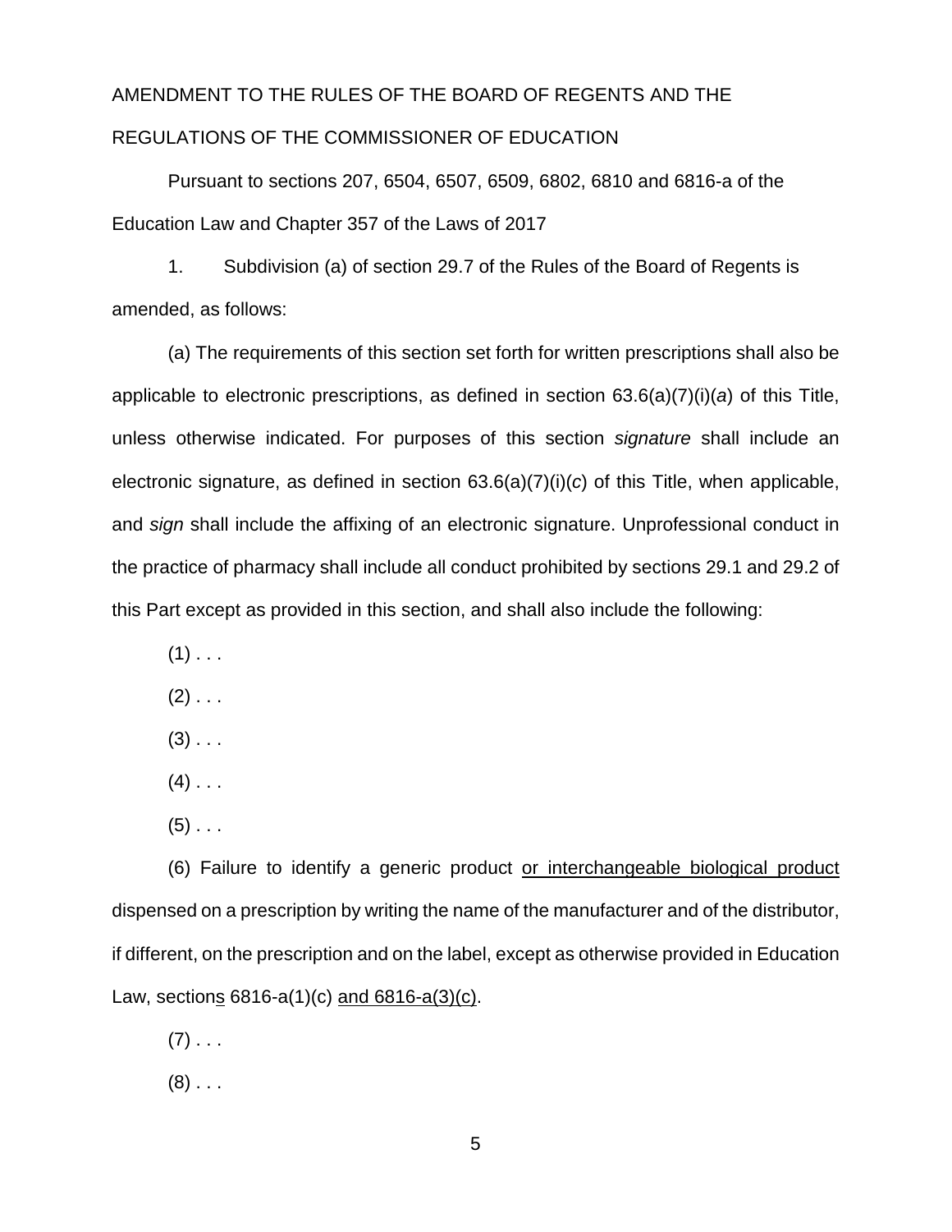AMENDMENT TO THE RULES OF THE BOARD OF REGENTS AND THE REGULATIONS OF THE COMMISSIONER OF EDUCATION

Pursuant to sections 207, 6504, 6507, 6509, 6802, 6810 and 6816-a of the Education Law and Chapter 357 of the Laws of 2017

1. Subdivision (a) of section 29.7 of the Rules of the Board of Regents is amended, as follows:

(a) The requirements of this section set forth for written prescriptions shall also be applicable to electronic prescriptions, as defined in section 63.6(a)(7)(i)(*a*) of this Title, unless otherwise indicated. For purposes of this section *signature* shall include an electronic signature, as defined in section 63.6(a)(7)(i)(*c*) of this Title, when applicable, and *sign* shall include the affixing of an electronic signature. Unprofessional conduct in the practice of pharmacy shall include all conduct prohibited by sections 29.1 and 29.2 of this Part except as provided in this section, and shall also include the following:

(1) . . .

(2) . . .

(3) . . .

(4) . . .

(5) . . .

(6) Failure to identify a generic product <u>or interchangeable biological product</u> dispensed on a prescription by writing the name of the manufacturer and of the distributor, if different, on the prescription and on the label, except as otherwise provided in Education Law, section<u>s</u> 6816-a(1)(c) <u>and 6816-a(3)(c)</u>.

(7) . . .

(8) . . .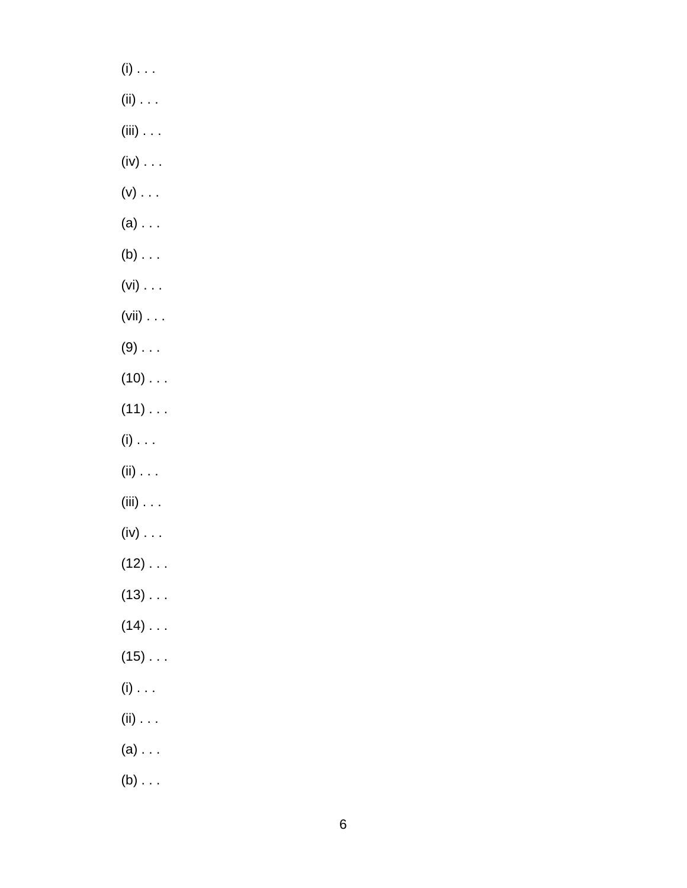(i) . . .

(ii) . . .

(iii) . . .

(iv) . . .

(v) . . .

(a) . . .

(b) . . .

(vi) . . .

(vii) . . .

(9) . . .

(10) . . .

(11) . . .

(i) . . .

(ii) . . .

(iii) . . .

(iv) . . .

(12) . . .

(13) . . .

(14) . . .

(15) . . .

(i) . . .

(ii) . . .

(a) . . .

(b) . . .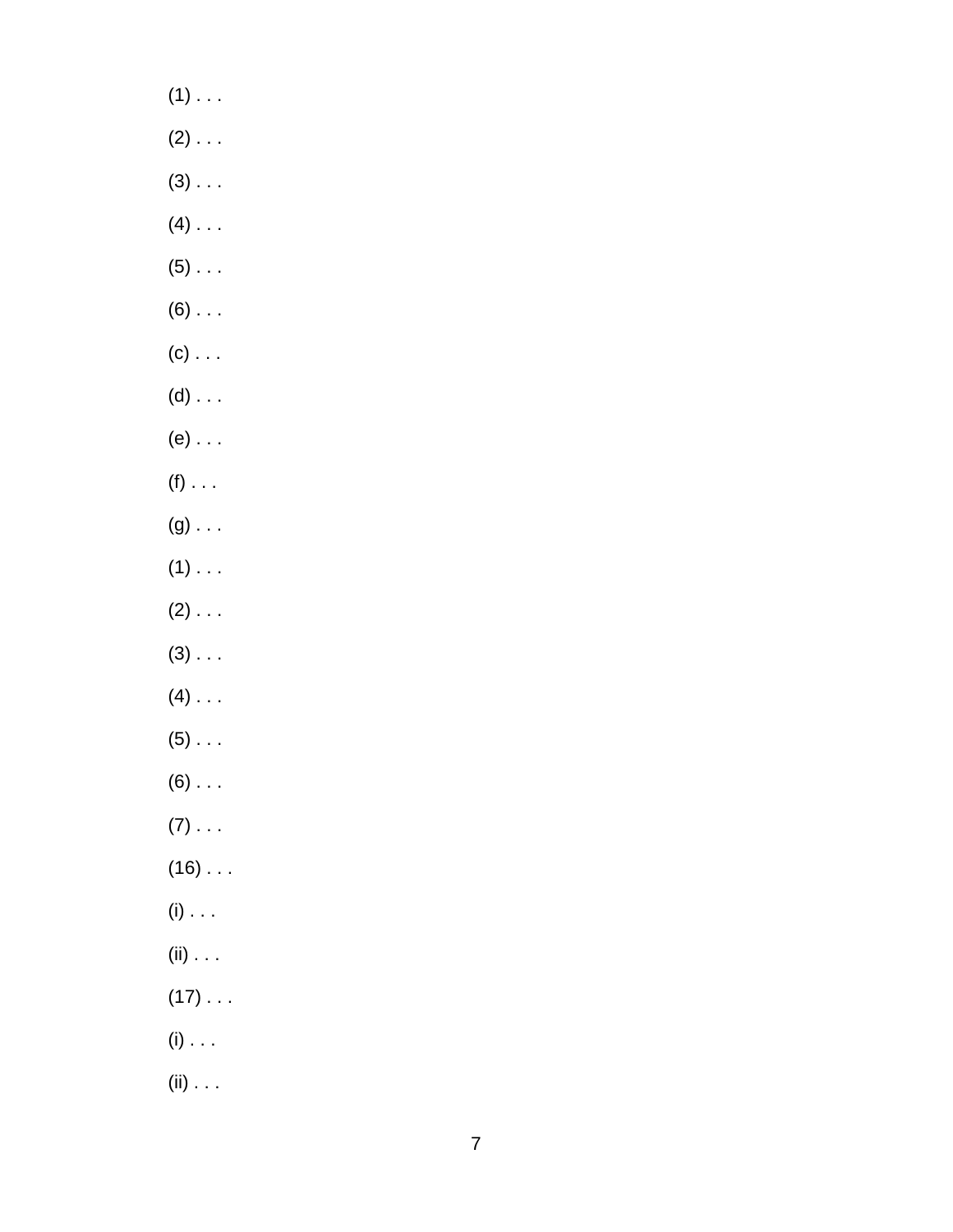(1) . . .

(2) . . .

(3) . . .

(4) . . .

(5) . . .

(6) . . .

(c) . . .

(d) . . .

(e) . . .

(f) . . .

(g) . . .

(1) . . .

(2) . . .

(3) . . .

(4) . . .

(5) . . .

(6) . . .

(7) . . .

(16) . . .

(i) . . .

(ii) . . .

(17) . . .

(i) . . .

(ii) . . .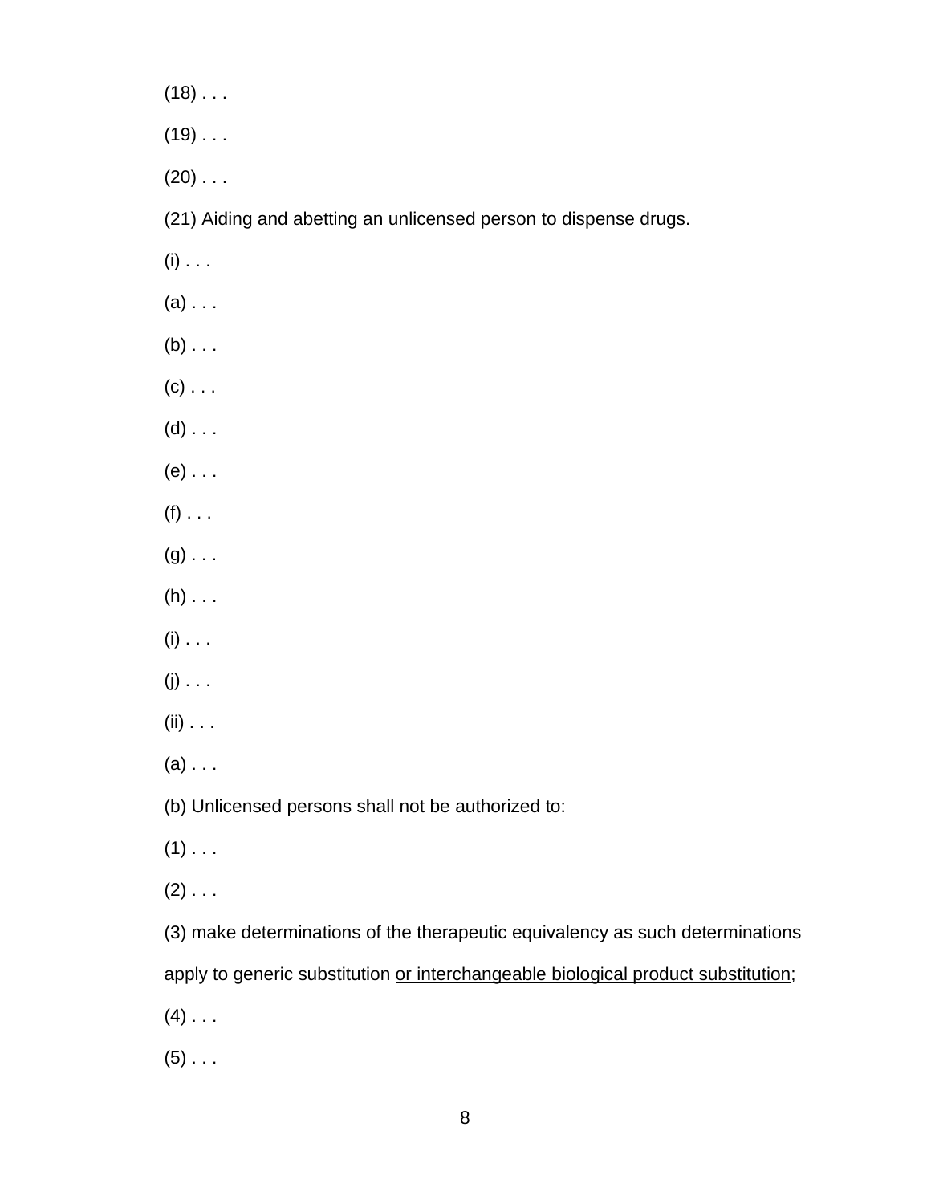(18) . . .

(19) . . .

(20) . . .

(21) Aiding and abetting an unlicensed person to dispense drugs.

(i) . . .

(a) . . .

(b) . . .

(c) . . .

(d) . . .

(e) . . .

(f) . . .

(g) . . .

(h) . . .

(i) . . .

(j) . . .

(ii) . . .

(a) . . .

(b) Unlicensed persons shall not be authorized to:

(1) . . .

(2) . . .

(3) make determinations of the therapeutic equivalency as such determinations apply to generic substitution <u>or interchangeable biological product substitution</u>;

(4) . . .

(5) . . .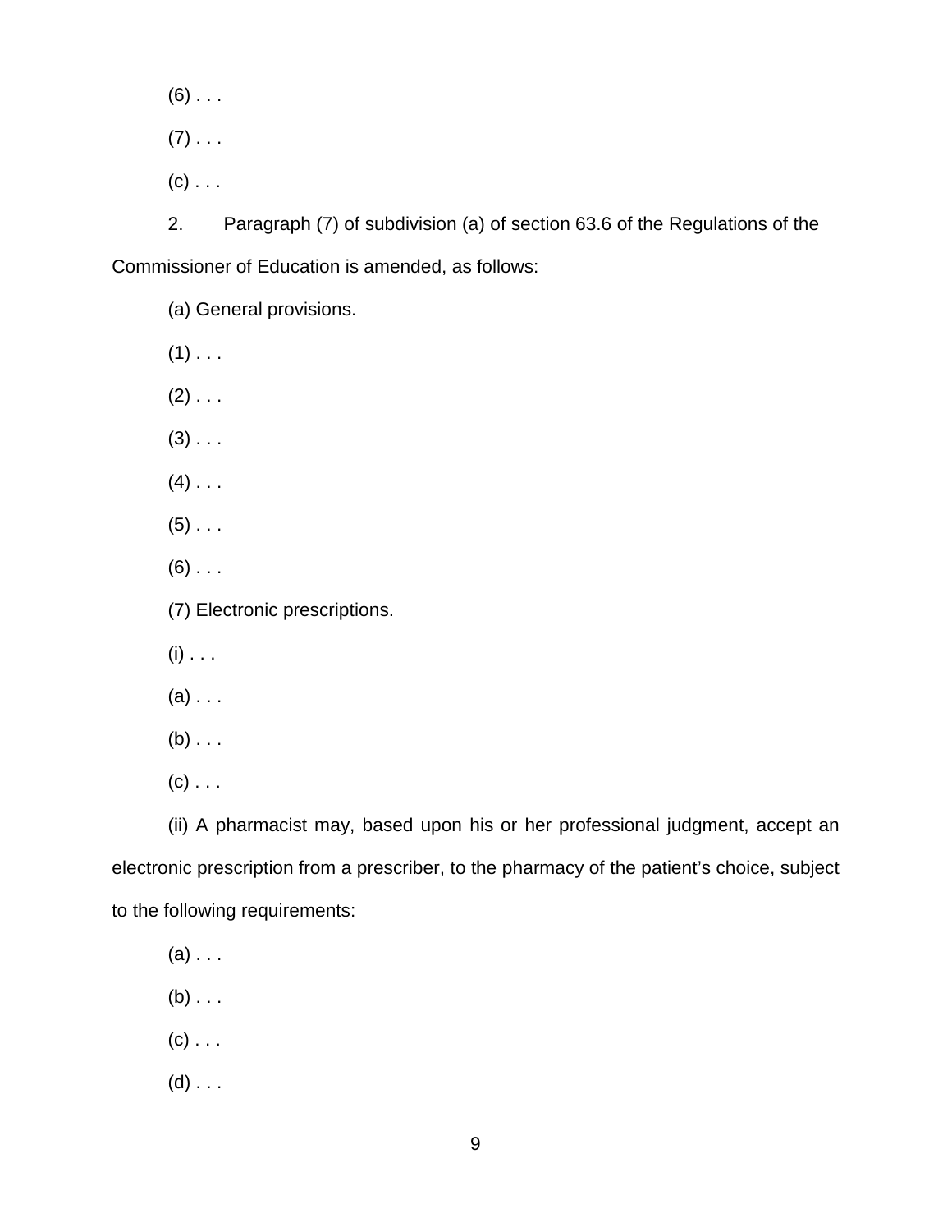(6) . . .

(7) . . .

(c) . . .

2. Paragraph (7) of subdivision (a) of section 63.6 of the Regulations of the Commissioner of Education is amended, as follows:

(a) General provisions.

(1) . . .

(2) . . .

(3) . . .

(4) . . .

(5) . . .

(6) . . .

(7) Electronic prescriptions.

(i) . . .

(a) . . .

(b) . . .

(c) . . .

(ii) A pharmacist may, based upon his or her professional judgment, accept an electronic prescription from a prescriber, to the pharmacy of the patient's choice, subject to the following requirements:

(a) . . .

(b) . . .

(c) . . .

(d) . . .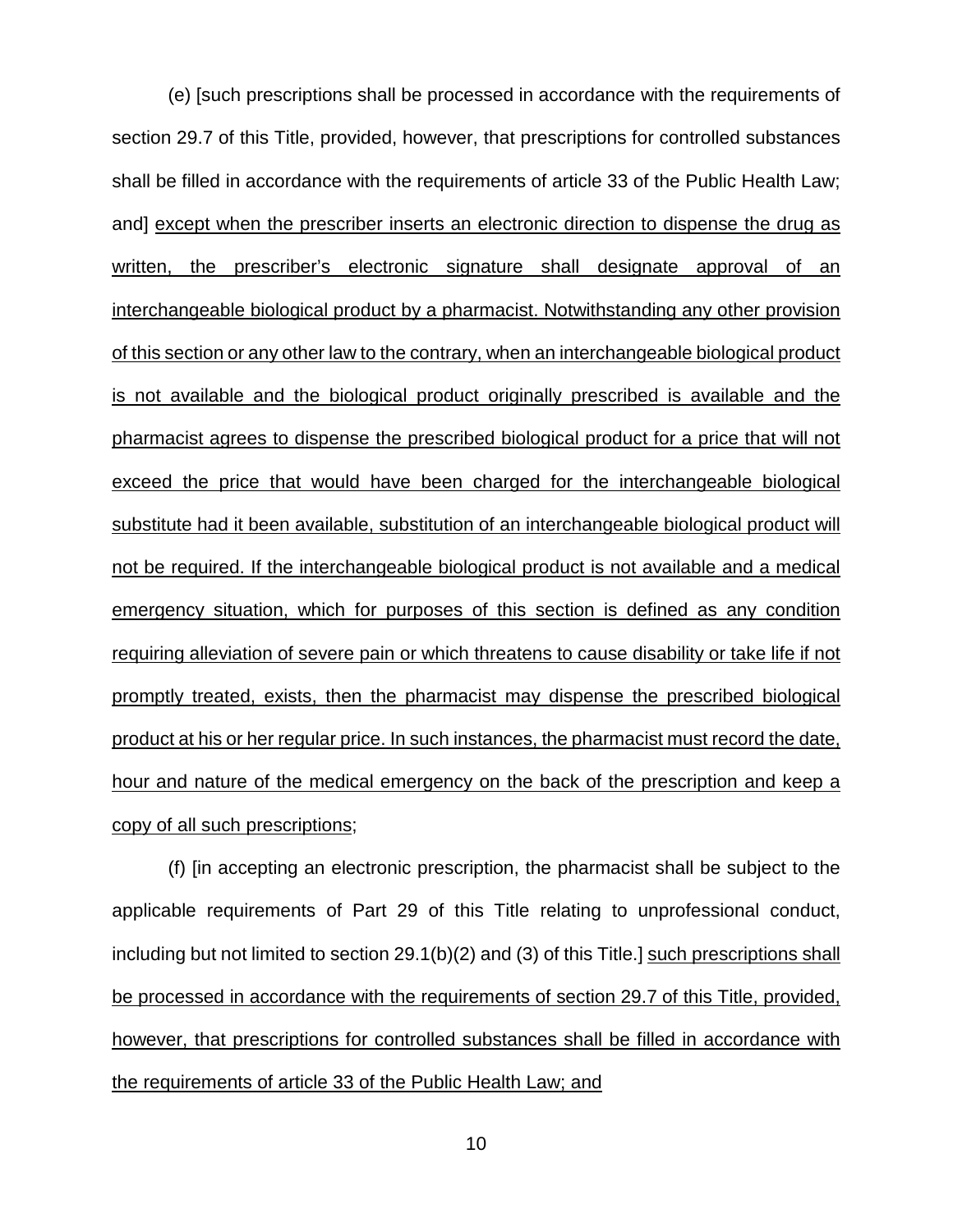(e) [such prescriptions shall be processed in accordance with the requirements of section 29.7 of this Title, provided, however, that prescriptions for controlled substances shall be filled in accordance with the requirements of article 33 of the Public Health Law; and] <u>except when the prescriber inserts an electronic direction to dispense the drug as written, the prescriber's electronic signature shall designate approval of an interchangeable biological product by a pharmacist. Notwithstanding any other provision of this section or any other law to the contrary, when an interchangeable biological product is not available and the biological product originally prescribed is available and the pharmacist agrees to dispense the prescribed biological product for a price that will not exceed the price that would have been charged for the interchangeable biological substitute had it been available, substitution of an interchangeable biological product will not be required. If the interchangeable biological product is not available and a medical emergency situation, which for purposes of this section is defined as any condition requiring alleviation of severe pain or which threatens to cause disability or take life if not promptly treated, exists, then the pharmacist may dispense the prescribed biological product at his or her regular price. In such instances, the pharmacist must record the date, hour and nature of the medical emergency on the back of the prescription and keep a copy of all such prescriptions</u>;

(f) [in accepting an electronic prescription, the pharmacist shall be subject to the applicable requirements of Part 29 of this Title relating to unprofessional conduct, including but not limited to section 29.1(b)(2) and (3) of this Title.] <u>such prescriptions shall be processed in accordance with the requirements of section 29.7 of this Title, provided, however, that prescriptions for controlled substances shall be filled in accordance with the requirements of article 33 of the Public Health Law; and</u>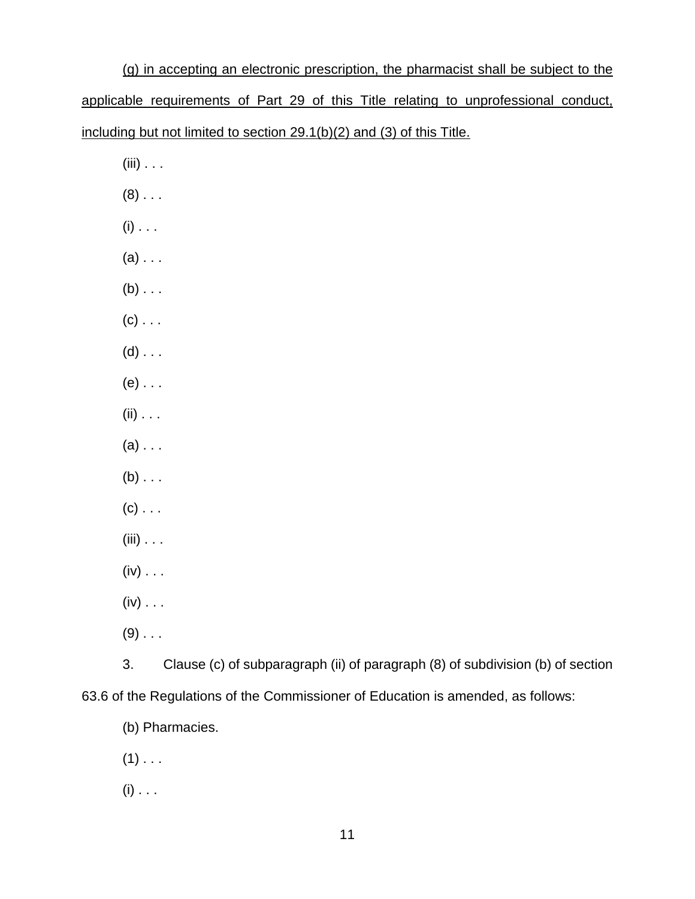<u>(g) in accepting an electronic prescription, the pharmacist shall be subject to the applicable requirements of Part 29 of this Title relating to unprofessional conduct, including but not limited to section 29.1(b)(2) and (3) of this Title.</u>

(iii) . . .

(8) . . .

(i) . . .

(a) . . .

(b) . . .

(c) . . .

(d) . . .

(e) . . .

(ii) . . .

(a) . . .

(b) . . .

(c) . . .

(iii) . . .

(iv) . . .

(iv) . . .

(9) . . .

3. Clause (c) of subparagraph (ii) of paragraph (8) of subdivision (b) of section 63.6 of the Regulations of the Commissioner of Education is amended, as follows:

(b) Pharmacies.

(1) . . .

(i) . . .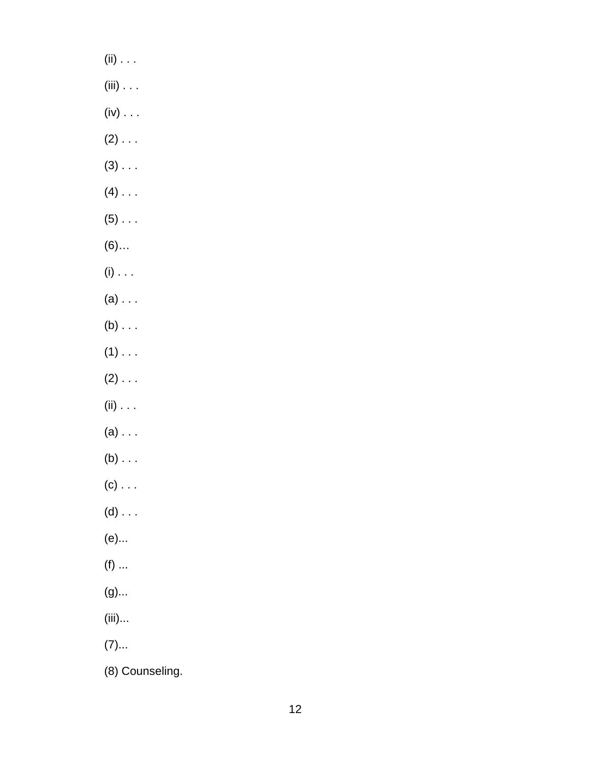(ii) . . .

(iii) . . .

(iv) . . .

(2) . . .

(3) . . .

(4) . . .

(5) . . .

(6)…

(i) . . .

(a) . . .

(b) . . .

(1) . . .

(2) . . .

(ii) . . .

(a) . . .

(b) . . .

(c) . . .

(d) . . .

(e)...

(f) ...

(g)...

(iii)...

(7)...

(8) Counseling.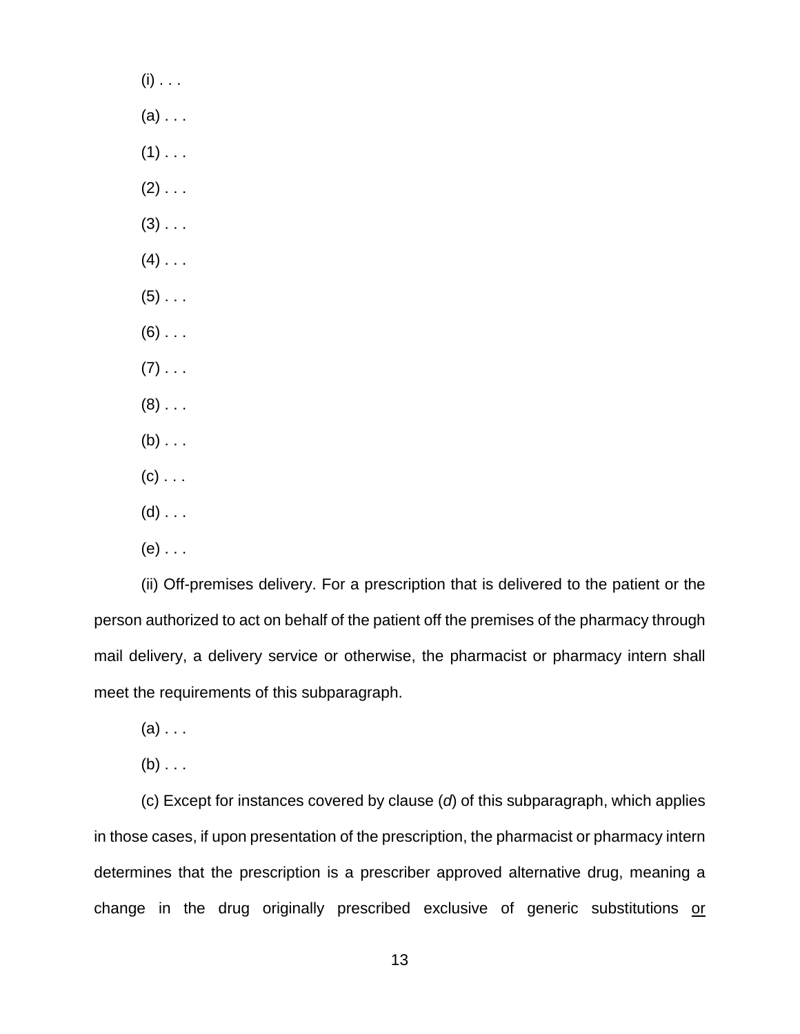(i) . . .

(a) . . .

(1) . . .

(2) . . .

(3) . . .

(4) . . .

(5) . . .

(6) . . .

(7) . . .

(8) . . .

(b) . . .

(c) . . .

(d) . . .

(e) . . .

(ii) Off-premises delivery. For a prescription that is delivered to the patient or the person authorized to act on behalf of the patient off the premises of the pharmacy through mail delivery, a delivery service or otherwise, the pharmacist or pharmacy intern shall meet the requirements of this subparagraph.

(a) . . .

(b) . . .

(c) Except for instances covered by clause (*d*) of this subparagraph, which applies in those cases, if upon presentation of the prescription, the pharmacist or pharmacy intern determines that the prescription is a prescriber approved alternative drug, meaning a change in the drug originally prescribed exclusive of generic substitutions <u>or</u>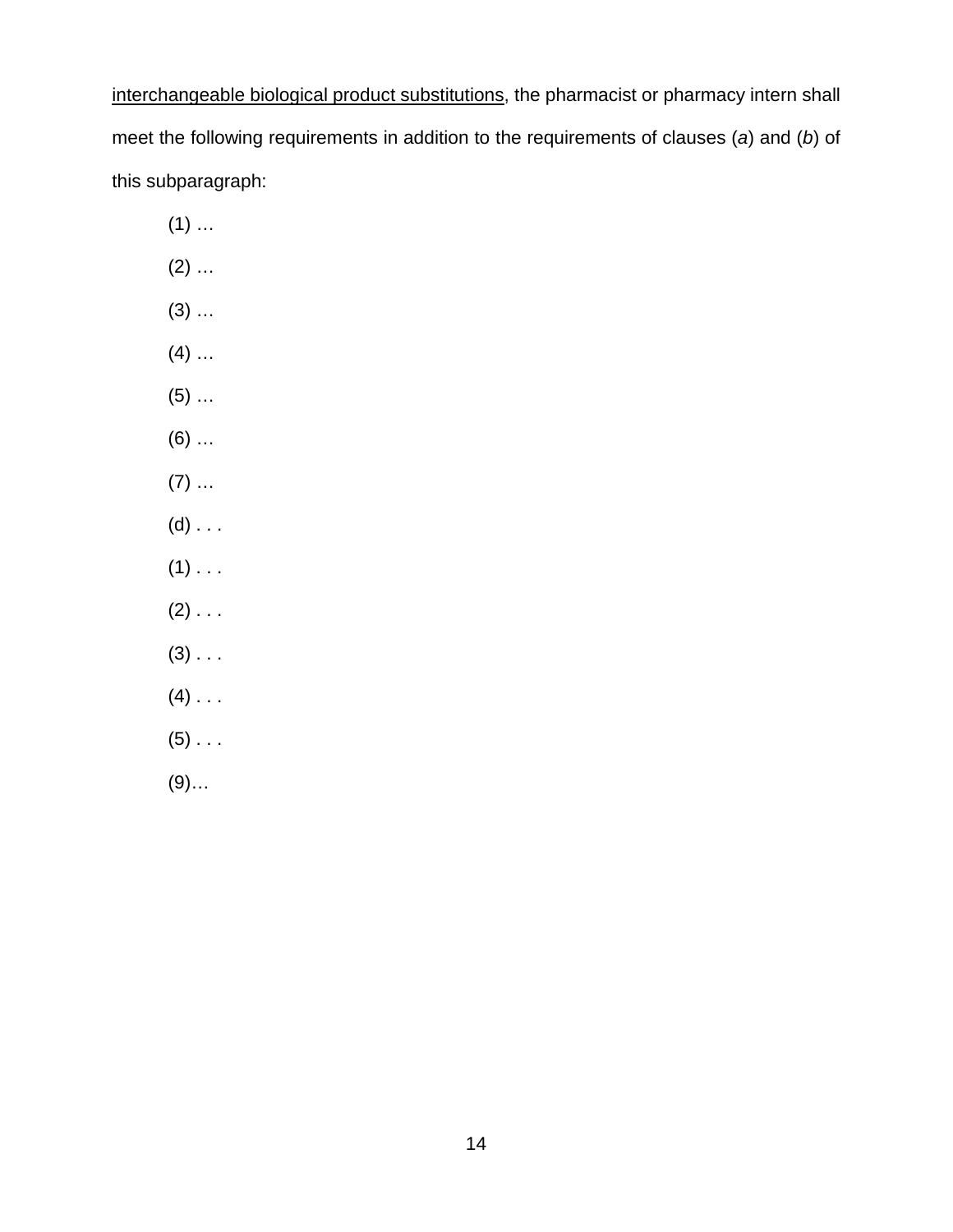<u>interchangeable biological product substitutions</u>, the pharmacist or pharmacy intern shall meet the following requirements in addition to the requirements of clauses (*a*) and (*b*) of this subparagraph:

(1) …

(2) …

(3) …

(4) …

(5) …

(6) …

(7) …

(d) . . .

(1) . . .

(2) . . .

(3) . . .

(4) . . .

(5) . . .

(9)…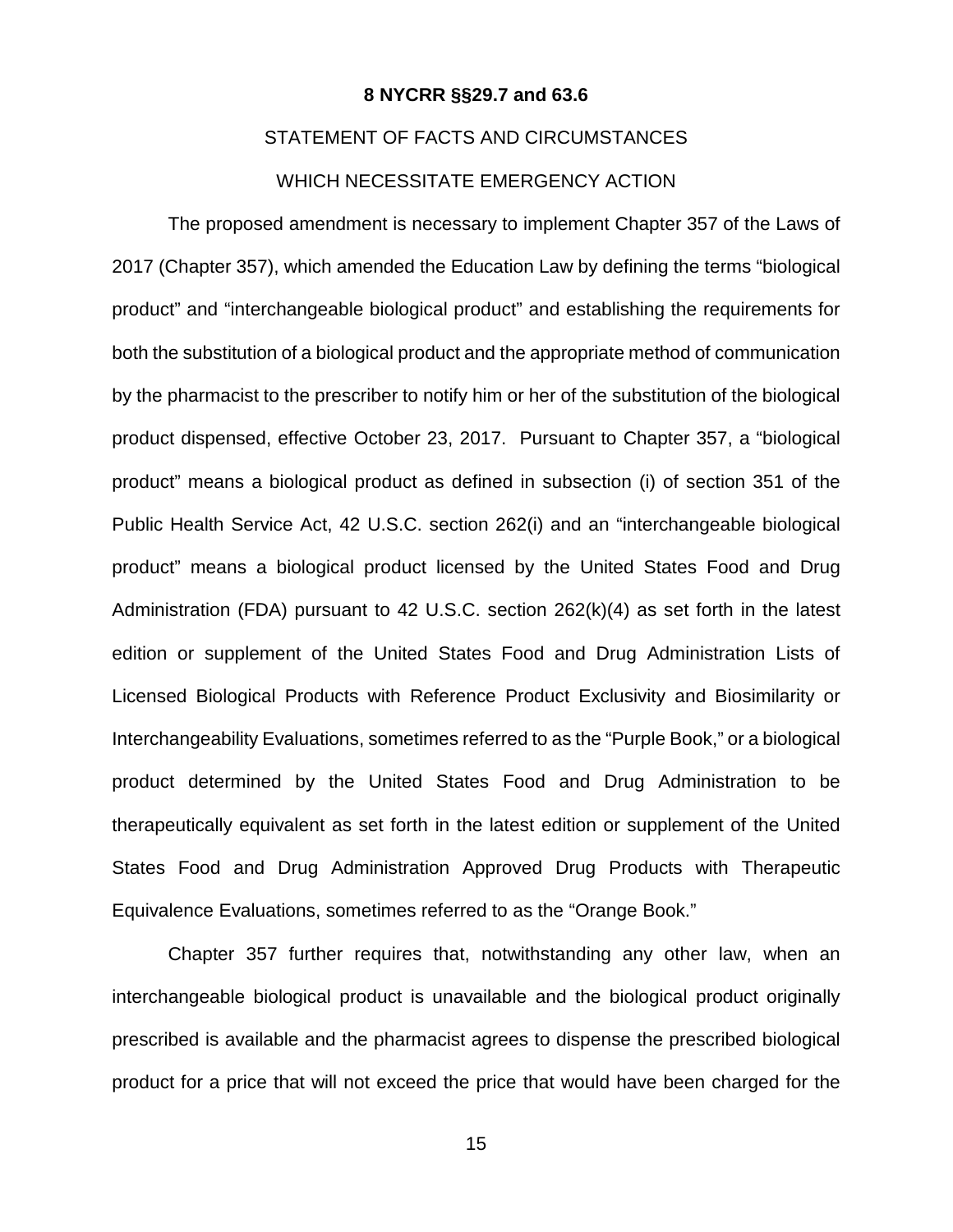**8 NYCRR §§29.7 and 63.6**

STATEMENT OF FACTS AND CIRCUMSTANCES

WHICH NECESSITATE EMERGENCY ACTION

The proposed amendment is necessary to implement Chapter 357 of the Laws of 2017 (Chapter 357), which amended the Education Law by defining the terms "biological product" and "interchangeable biological product" and establishing the requirements for both the substitution of a biological product and the appropriate method of communication by the pharmacist to the prescriber to notify him or her of the substitution of the biological product dispensed, effective October 23, 2017. Pursuant to Chapter 357, a "biological product" means a biological product as defined in subsection (i) of section 351 of the Public Health Service Act, 42 U.S.C. section 262(i) and an "interchangeable biological product" means a biological product licensed by the United States Food and Drug Administration (FDA) pursuant to 42 U.S.C. section 262(k)(4) as set forth in the latest edition or supplement of the United States Food and Drug Administration Lists of Licensed Biological Products with Reference Product Exclusivity and Biosimilarity or Interchangeability Evaluations, sometimes referred to as the "Purple Book," or a biological product determined by the United States Food and Drug Administration to be therapeutically equivalent as set forth in the latest edition or supplement of the United States Food and Drug Administration Approved Drug Products with Therapeutic Equivalence Evaluations, sometimes referred to as the "Orange Book."

Chapter 357 further requires that, notwithstanding any other law, when an interchangeable biological product is unavailable and the biological product originally prescribed is available and the pharmacist agrees to dispense the prescribed biological product for a price that will not exceed the price that would have been charged for the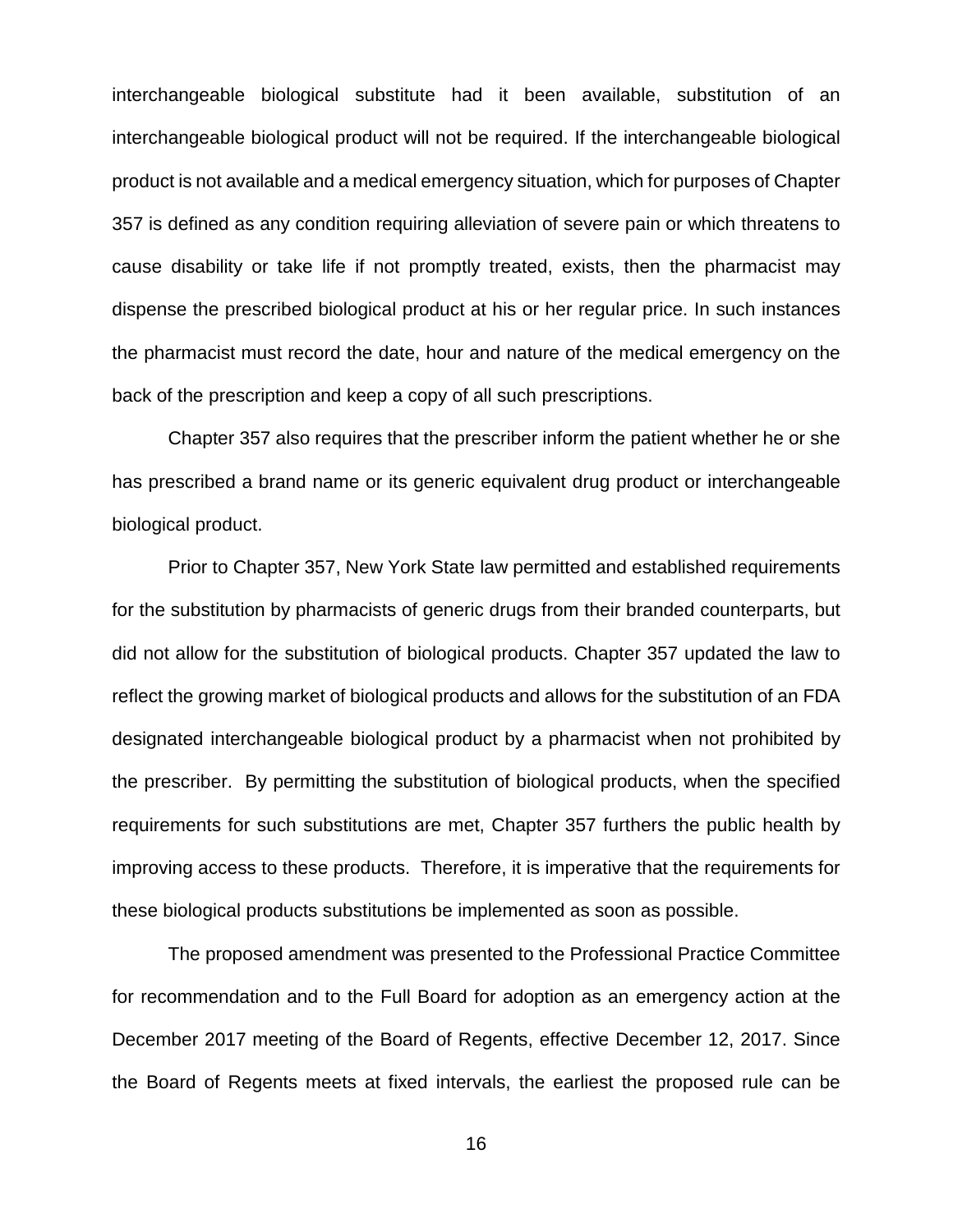interchangeable biological substitute had it been available, substitution of an interchangeable biological product will not be required. If the interchangeable biological product is not available and a medical emergency situation, which for purposes of Chapter 357 is defined as any condition requiring alleviation of severe pain or which threatens to cause disability or take life if not promptly treated, exists, then the pharmacist may dispense the prescribed biological product at his or her regular price. In such instances the pharmacist must record the date, hour and nature of the medical emergency on the back of the prescription and keep a copy of all such prescriptions.

Chapter 357 also requires that the prescriber inform the patient whether he or she has prescribed a brand name or its generic equivalent drug product or interchangeable biological product.

Prior to Chapter 357, New York State law permitted and established requirements for the substitution by pharmacists of generic drugs from their branded counterparts, but did not allow for the substitution of biological products. Chapter 357 updated the law to reflect the growing market of biological products and allows for the substitution of an FDA designated interchangeable biological product by a pharmacist when not prohibited by the prescriber. By permitting the substitution of biological products, when the specified requirements for such substitutions are met, Chapter 357 furthers the public health by improving access to these products. Therefore, it is imperative that the requirements for these biological products substitutions be implemented as soon as possible.

The proposed amendment was presented to the Professional Practice Committee for recommendation and to the Full Board for adoption as an emergency action at the December 2017 meeting of the Board of Regents, effective December 12, 2017. Since the Board of Regents meets at fixed intervals, the earliest the proposed rule can be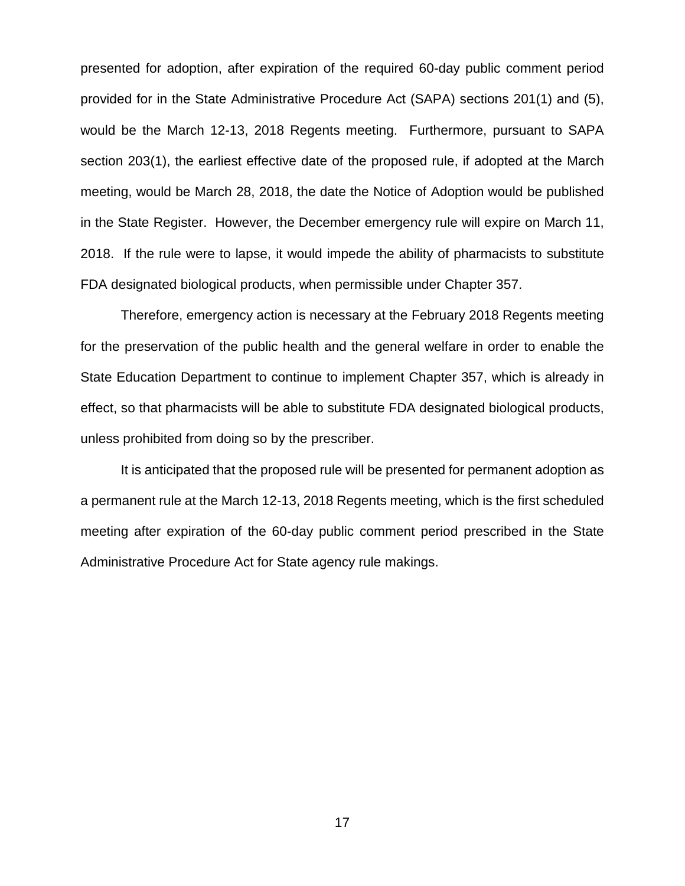presented for adoption, after expiration of the required 60-day public comment period provided for in the State Administrative Procedure Act (SAPA) sections 201(1) and (5), would be the March 12-13, 2018 Regents meeting. Furthermore, pursuant to SAPA section 203(1), the earliest effective date of the proposed rule, if adopted at the March meeting, would be March 28, 2018, the date the Notice of Adoption would be published in the State Register. However, the December emergency rule will expire on March 11, 2018. If the rule were to lapse, it would impede the ability of pharmacists to substitute FDA designated biological products, when permissible under Chapter 357.

Therefore, emergency action is necessary at the February 2018 Regents meeting for the preservation of the public health and the general welfare in order to enable the State Education Department to continue to implement Chapter 357, which is already in effect, so that pharmacists will be able to substitute FDA designated biological products, unless prohibited from doing so by the prescriber.

It is anticipated that the proposed rule will be presented for permanent adoption as a permanent rule at the March 12-13, 2018 Regents meeting, which is the first scheduled meeting after expiration of the 60-day public comment period prescribed in the State Administrative Procedure Act for State agency rule makings.